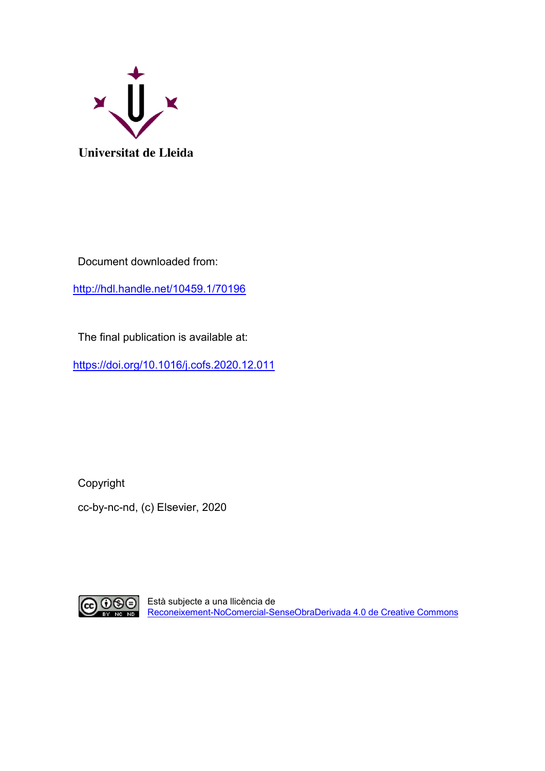Universitat de Lleida

Document downloaded from:

http://hdl.handle.net/10459.1/70196

The final publication is available at:

https://doi.org/10.1016/j.cofs.2020.12.011

Copyright

cc-by-nc-nd, (c) Elsevier, 2020

Està subjecte a una llicència de Reconeixement-NoComercial-SenseObraDerivada 4.0 de Creative Commons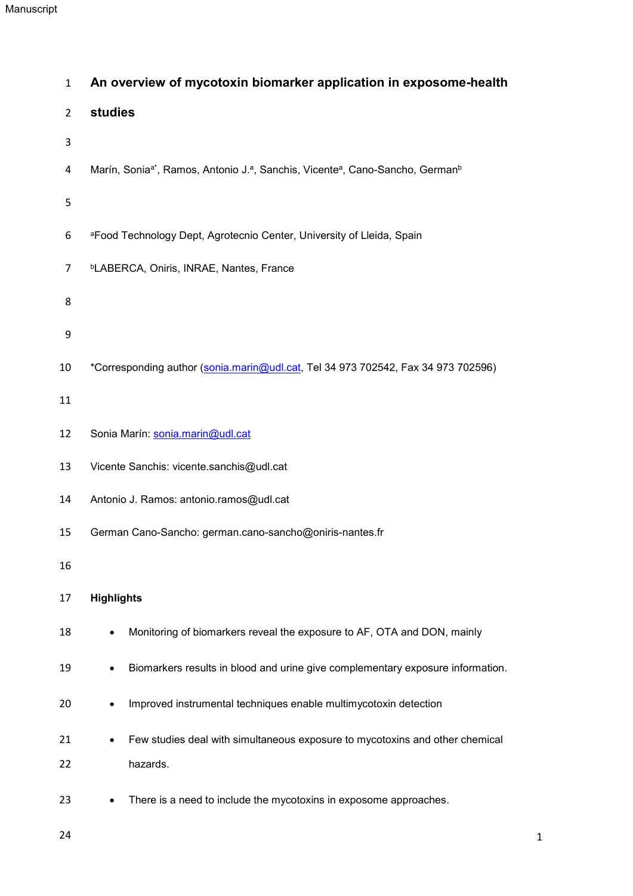# An overview of mycotoxin biomarker application in exposome-health studies

Marín, Sonia[a*], Ramos, Antonio J.[a], Sanchis, Vicente[a], Cano-Sancho, German[b]

[a]Food Technology Dept, Agrotecnio Center, University of Lleida, Spain

[b]LABERCA, Oniris, INRAE, Nantes, France

*Corresponding author (sonia.marin@udl.cat, Tel 34 973 702542, Fax 34 973 702596)

Sonia Marín: sonia.marin@udl.cat

Vicente Sanchis: vicente.sanchis@udl.cat

Antonio J. Ramos: antonio.ramos@udl.cat

German Cano-Sancho: german.cano-sancho@oniris-nantes.fr

## Highlights

- Monitoring of biomarkers reveal the exposure to AF, OTA and DON, mainly
- Biomarkers results in blood and urine give complementary exposure information.
- Improved instrumental techniques enable multimycotoxin detection
- Few studies deal with simultaneous exposure to mycotoxins and other chemical hazards.
- There is a need to include the mycotoxins in exposome approaches.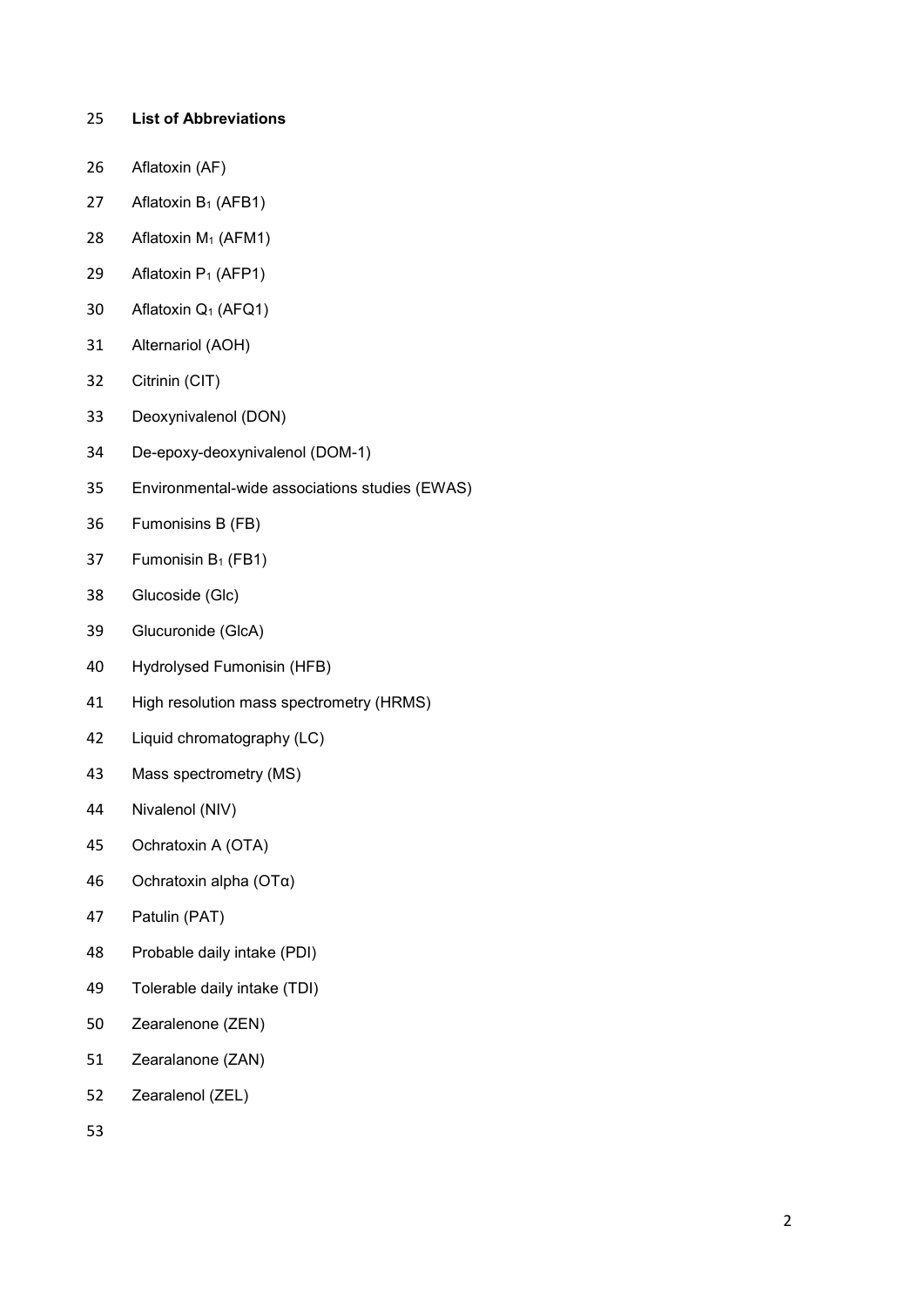**List of Abbreviations**

Aflatoxin (AF)

Aflatoxin $B_1$ (AFB1)

Aflatoxin $M_1$ (AFM1)

Aflatoxin $P_1$ (AFP1)

Aflatoxin $Q_1$ (AFQ1)

Alternariol (AOH)

Citrinin (CIT)

Deoxynivalenol (DON)

De-epoxy-deoxynivalenol (DOM-1)

Environmental-wide associations studies (EWAS)

Fumonisins B (FB)

Fumonisin $B_1$ (FB1)

Glucoside (Glc)

Glucuronide (GlcA)

Hydrolysed Fumonisin (HFB)

High resolution mass spectrometry (HRMS)

Liquid chromatography (LC)

Mass spectrometry (MS)

Nivalenol (NIV)

Ochratoxin A (OTA)

Ochratoxin alpha (OTα)

Patulin (PAT)

Probable daily intake (PDI)

Tolerable daily intake (TDI)

Zearalenone (ZEN)

Zearalanone (ZAN)

Zearalenol (ZEL)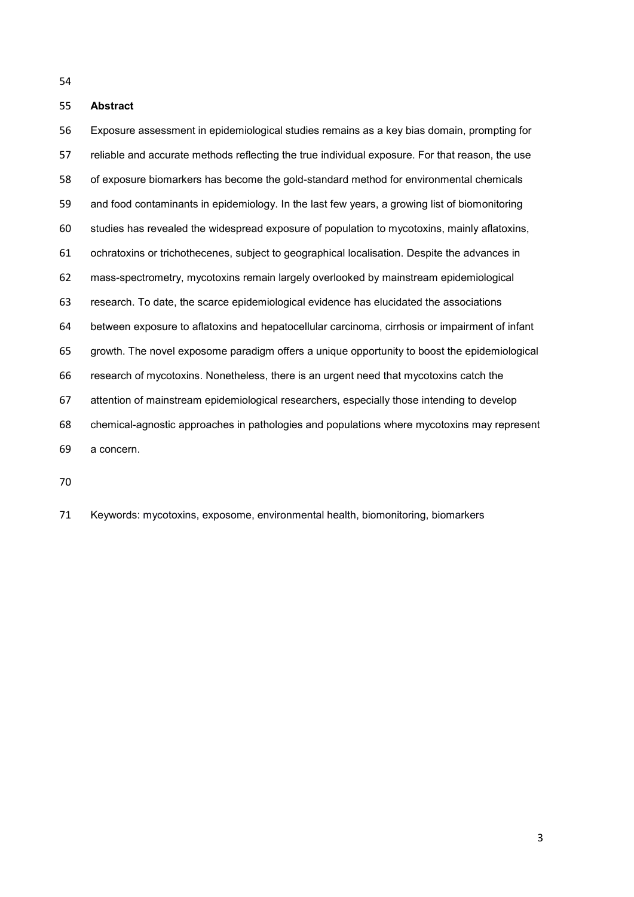## Abstract

Exposure assessment in epidemiological studies remains as a key bias domain, prompting for reliable and accurate methods reflecting the true individual exposure. For that reason, the use of exposure biomarkers has become the gold-standard method for environmental chemicals and food contaminants in epidemiology. In the last few years, a growing list of biomonitoring studies has revealed the widespread exposure of population to mycotoxins, mainly aflatoxins, ochratoxins or trichothecenes, subject to geographical localisation. Despite the advances in mass-spectrometry, mycotoxins remain largely overlooked by mainstream epidemiological research. To date, the scarce epidemiological evidence has elucidated the associations between exposure to aflatoxins and hepatocellular carcinoma, cirrhosis or impairment of infant growth. The novel exposome paradigm offers a unique opportunity to boost the epidemiological research of mycotoxins. Nonetheless, there is an urgent need that mycotoxins catch the attention of mainstream epidemiological researchers, especially those intending to develop chemical-agnostic approaches in pathologies and populations where mycotoxins may represent a concern.

Keywords: mycotoxins, exposome, environmental health, biomonitoring, biomarkers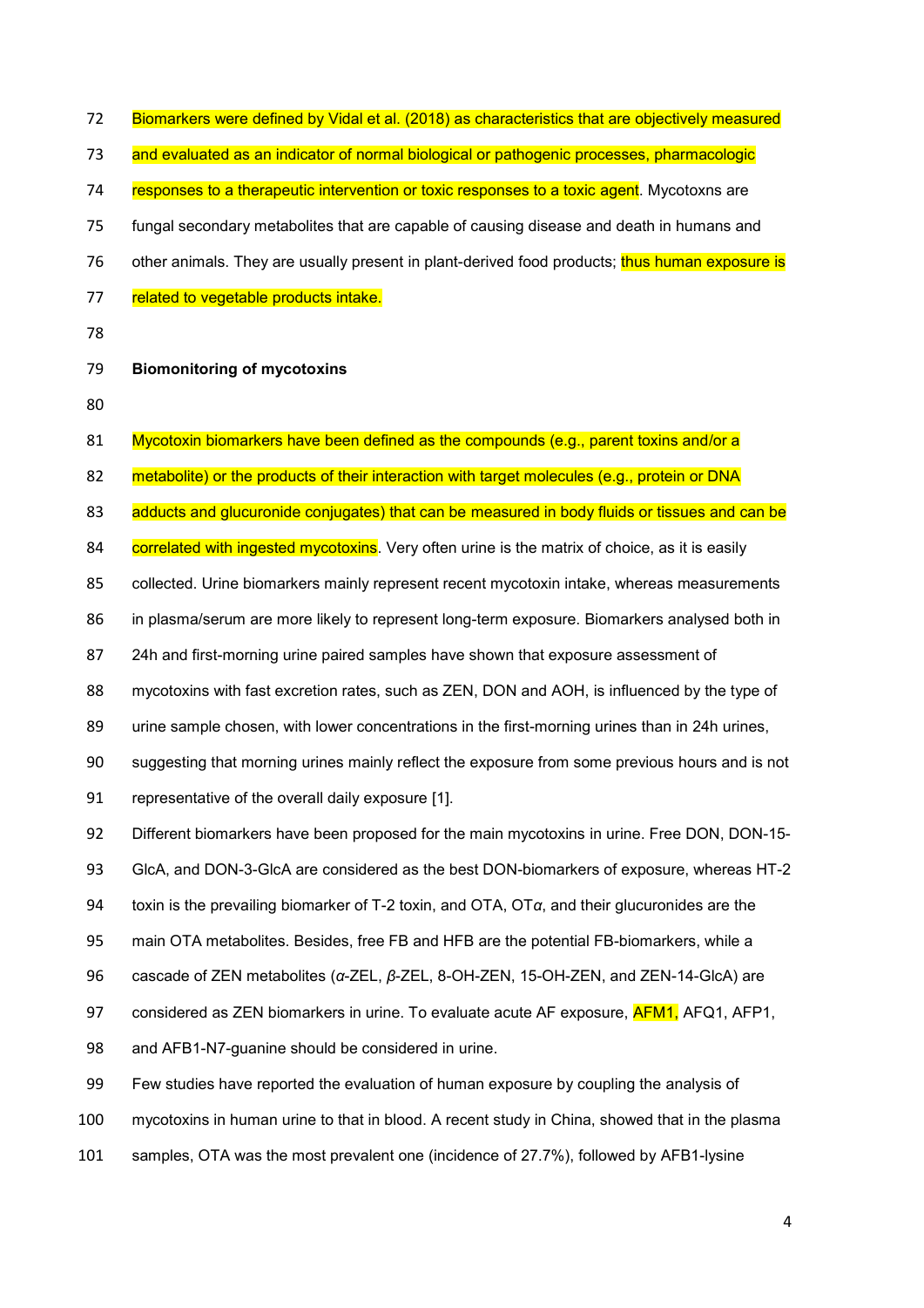Biomarkers were defined by Vidal et al. (2018) as characteristics that are objectively measured and evaluated as an indicator of normal biological or pathogenic processes, pharmacologic responses to a therapeutic intervention or toxic responses to a toxic agent. Mycotoxns are fungal secondary metabolites that are capable of causing disease and death in humans and other animals. They are usually present in plant-derived food products; thus human exposure is related to vegetable products intake.

**Biomonitoring of mycotoxins**

Mycotoxin biomarkers have been defined as the compounds (e.g., parent toxins and/or a metabolite) or the products of their interaction with target molecules (e.g., protein or DNA adducts and glucuronide conjugates) that can be measured in body fluids or tissues and can be correlated with ingested mycotoxins. Very often urine is the matrix of choice, as it is easily collected. Urine biomarkers mainly represent recent mycotoxin intake, whereas measurements in plasma/serum are more likely to represent long-term exposure. Biomarkers analysed both in 24h and first-morning urine paired samples have shown that exposure assessment of mycotoxins with fast excretion rates, such as ZEN, DON and AOH, is influenced by the type of urine sample chosen, with lower concentrations in the first-morning urines than in 24h urines, suggesting that morning urines mainly reflect the exposure from some previous hours and is not representative of the overall daily exposure [1].

Different biomarkers have been proposed for the main mycotoxins in urine. Free DON, DON-15-GlcA, and DON-3-GlcA are considered as the best DON-biomarkers of exposure, whereas HT-2 toxin is the prevailing biomarker of T-2 toxin, and OTA, OT*α*, and their glucuronides are the main OTA metabolites. Besides, free FB and HFB are the potential FB-biomarkers, while a cascade of ZEN metabolites (*α*-ZEL, *β*-ZEL, 8-OH-ZEN, 15-OH-ZEN, and ZEN-14-GlcA) are considered as ZEN biomarkers in urine. To evaluate acute AF exposure, AFM1, AFQ1, AFP1, and AFB1-N7-guanine should be considered in urine.

Few studies have reported the evaluation of human exposure by coupling the analysis of mycotoxins in human urine to that in blood. A recent study in China, showed that in the plasma samples, OTA was the most prevalent one (incidence of 27.7%), followed by AFB1-lysine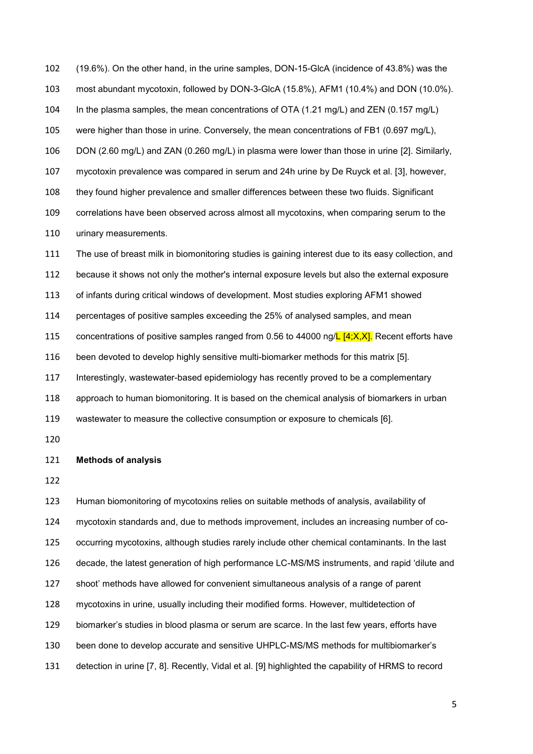(19.6%). On the other hand, in the urine samples, DON-15-GlcA (incidence of 43.8%) was the most abundant mycotoxin, followed by DON-3-GlcA (15.8%), AFM1 (10.4%) and DON (10.0%). In the plasma samples, the mean concentrations of OTA (1.21 mg/L) and ZEN (0.157 mg/L) were higher than those in urine. Conversely, the mean concentrations of FB1 (0.697 mg/L), DON (2.60 mg/L) and ZAN (0.260 mg/L) in plasma were lower than those in urine [2]. Similarly, mycotoxin prevalence was compared in serum and 24h urine by De Ruyck et al. [3], however, they found higher prevalence and smaller differences between these two fluids. Significant correlations have been observed across almost all mycotoxins, when comparing serum to the urinary measurements.

The use of breast milk in biomonitoring studies is gaining interest due to its easy collection, and because it shows not only the mother's internal exposure levels but also the external exposure of infants during critical windows of development. Most studies exploring AFM1 showed percentages of positive samples exceeding the 25% of analysed samples, and mean concentrations of positive samples ranged from 0.56 to 44000 ng/L [4;X,X]. Recent efforts have been devoted to develop highly sensitive multi-biomarker methods for this matrix [5]. Interestingly, wastewater-based epidemiology has recently proved to be a complementary approach to human biomonitoring. It is based on the chemical analysis of biomarkers in urban wastewater to measure the collective consumption or exposure to chemicals [6].

**Methods of analysis**

Human biomonitoring of mycotoxins relies on suitable methods of analysis, availability of mycotoxin standards and, due to methods improvement, includes an increasing number of co-occurring mycotoxins, although studies rarely include other chemical contaminants. In the last decade, the latest generation of high performance LC-MS/MS instruments, and rapid 'dilute and shoot' methods have allowed for convenient simultaneous analysis of a range of parent mycotoxins in urine, usually including their modified forms. However, multidetection of biomarker's studies in blood plasma or serum are scarce. In the last few years, efforts have been done to develop accurate and sensitive UHPLC-MS/MS methods for multibiomarker's detection in urine [7, 8]. Recently, Vidal et al. [9] highlighted the capability of HRMS to record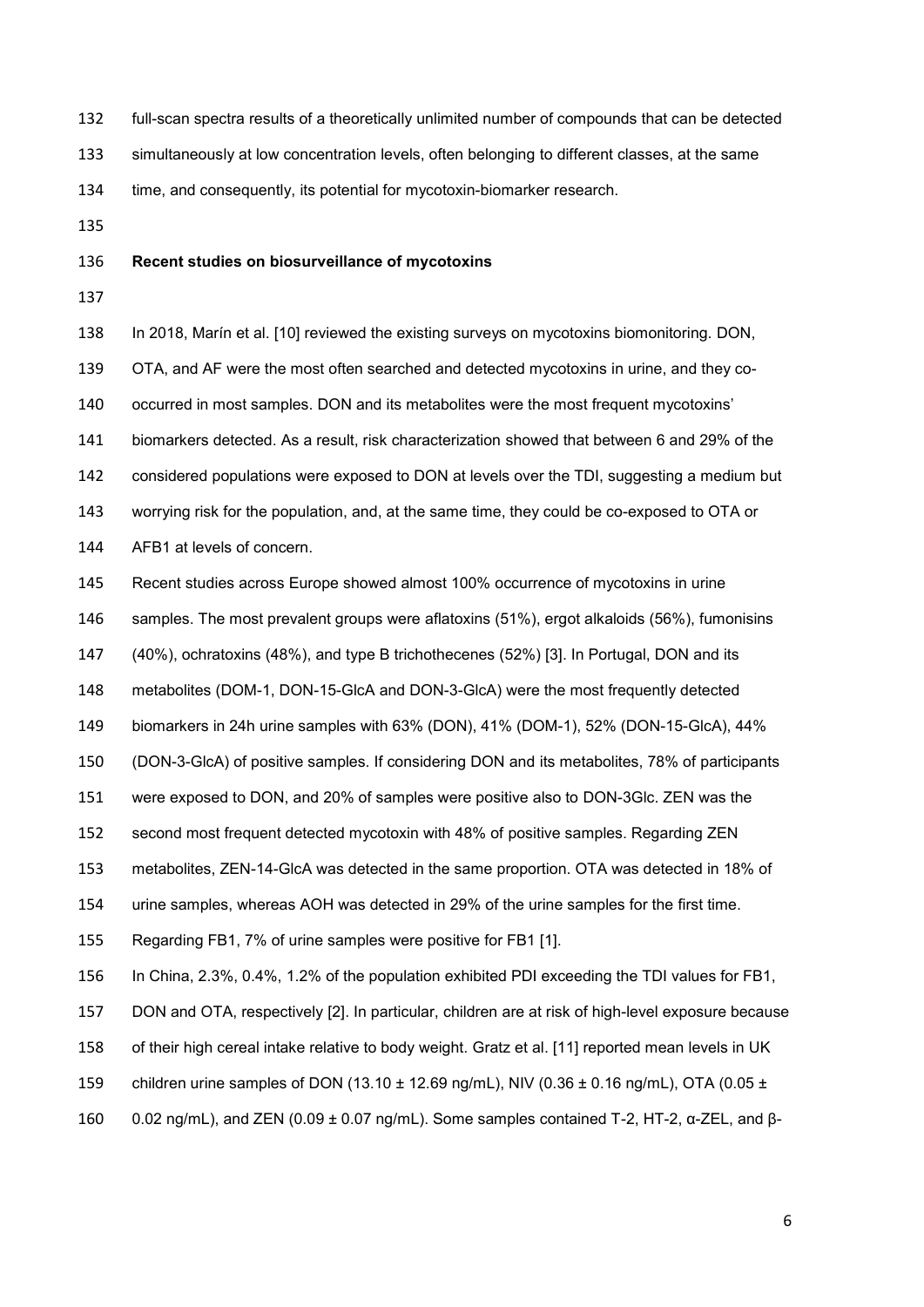full-scan spectra results of a theoretically unlimited number of compounds that can be detected simultaneously at low concentration levels, often belonging to different classes, at the same time, and consequently, its potential for mycotoxin-biomarker research.

**Recent studies on biosurveillance of mycotoxins**

In 2018, Marín et al. [10] reviewed the existing surveys on mycotoxins biomonitoring. DON, OTA, and AF were the most often searched and detected mycotoxins in urine, and they co-occurred in most samples. DON and its metabolites were the most frequent mycotoxins' biomarkers detected. As a result, risk characterization showed that between 6 and 29% of the considered populations were exposed to DON at levels over the TDI, suggesting a medium but worrying risk for the population, and, at the same time, they could be co-exposed to OTA or AFB1 at levels of concern.

Recent studies across Europe showed almost 100% occurrence of mycotoxins in urine samples. The most prevalent groups were aflatoxins (51%), ergot alkaloids (56%), fumonisins (40%), ochratoxins (48%), and type B trichothecenes (52%) [3]. In Portugal, DON and its metabolites (DOM-1, DON-15-GlcA and DON-3-GlcA) were the most frequently detected biomarkers in 24h urine samples with 63% (DON), 41% (DOM-1), 52% (DON-15-GlcA), 44% (DON-3-GlcA) of positive samples. If considering DON and its metabolites, 78% of participants were exposed to DON, and 20% of samples were positive also to DON-3Glc. ZEN was the second most frequent detected mycotoxin with 48% of positive samples. Regarding ZEN metabolites, ZEN-14-GlcA was detected in the same proportion. OTA was detected in 18% of urine samples, whereas AOH was detected in 29% of the urine samples for the first time. Regarding FB1, 7% of urine samples were positive for FB1 [1].

In China, 2.3%, 0.4%, 1.2% of the population exhibited PDI exceeding the TDI values for FB1, DON and OTA, respectively [2]. In particular, children are at risk of high-level exposure because of their high cereal intake relative to body weight. Gratz et al. [11] reported mean levels in UK children urine samples of DON (13.10 ± 12.69 ng/mL), NIV (0.36 ± 0.16 ng/mL), OTA (0.05 ± 0.02 ng/mL), and ZEN (0.09 ± 0.07 ng/mL). Some samples contained T-2, HT-2, α-ZEL, and β-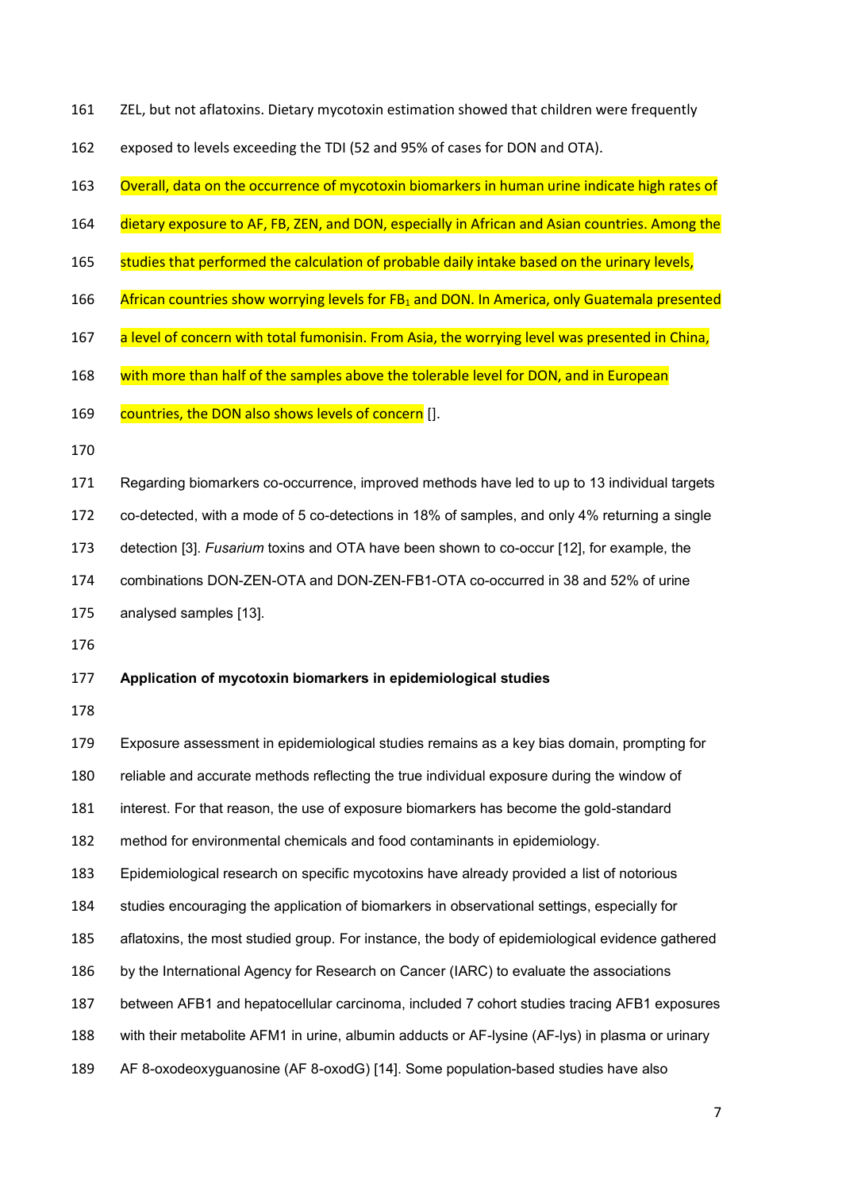ZEL, but not aflatoxins. Dietary mycotoxin estimation showed that children were frequently exposed to levels exceeding the TDI (52 and 95% of cases for DON and OTA).

Overall, data on the occurrence of mycotoxin biomarkers in human urine indicate high rates of dietary exposure to AF, FB, ZEN, and DON, especially in African and Asian countries. Among the studies that performed the calculation of probable daily intake based on the urinary levels, African countries show worrying levels for $FB_1$ and DON. In America, only Guatemala presented a level of concern with total fumonisin. From Asia, the worrying level was presented in China, with more than half of the samples above the tolerable level for DON, and in European countries, the DON also shows levels of concern [].

Regarding biomarkers co-occurrence, improved methods have led to up to 13 individual targets co-detected, with a mode of 5 co-detections in 18% of samples, and only 4% returning a single detection [3]. *Fusarium* toxins and OTA have been shown to co-occur [12], for example, the combinations DON-ZEN-OTA and DON-ZEN-FB1-OTA co-occurred in 38 and 52% of urine analysed samples [13].

**Application of mycotoxin biomarkers in epidemiological studies**

Exposure assessment in epidemiological studies remains as a key bias domain, prompting for reliable and accurate methods reflecting the true individual exposure during the window of interest. For that reason, the use of exposure biomarkers has become the gold-standard method for environmental chemicals and food contaminants in epidemiology.

Epidemiological research on specific mycotoxins have already provided a list of notorious studies encouraging the application of biomarkers in observational settings, especially for aflatoxins, the most studied group. For instance, the body of epidemiological evidence gathered by the International Agency for Research on Cancer (IARC) to evaluate the associations between AFB1 and hepatocellular carcinoma, included 7 cohort studies tracing AFB1 exposures with their metabolite AFM1 in urine, albumin adducts or AF-lysine (AF-lys) in plasma or urinary AF 8-oxodeoxyguanosine (AF 8-oxodG) [14]. Some population-based studies have also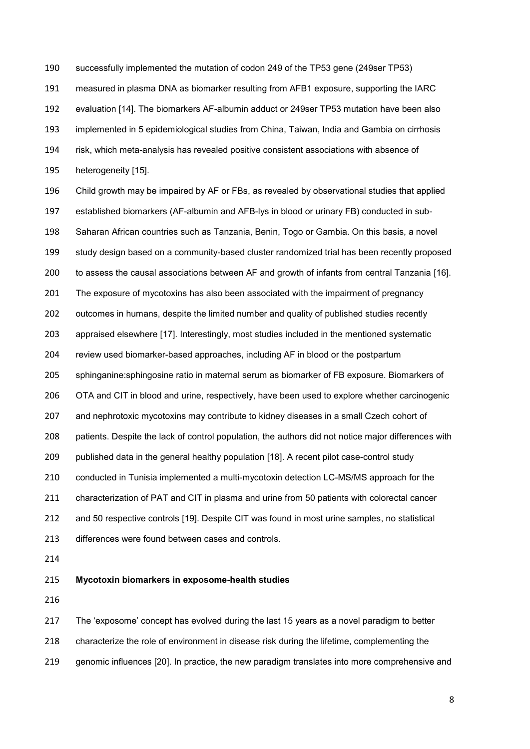successfully implemented the mutation of codon 249 of the TP53 gene (249ser TP53) measured in plasma DNA as biomarker resulting from AFB1 exposure, supporting the IARC evaluation [14]. The biomarkers AF-albumin adduct or 249ser TP53 mutation have been also implemented in 5 epidemiological studies from China, Taiwan, India and Gambia on cirrhosis risk, which meta-analysis has revealed positive consistent associations with absence of heterogeneity [15].

Child growth may be impaired by AF or FBs, as revealed by observational studies that applied established biomarkers (AF-albumin and AFB-lys in blood or urinary FB) conducted in sub-Saharan African countries such as Tanzania, Benin, Togo or Gambia. On this basis, a novel study design based on a community-based cluster randomized trial has been recently proposed to assess the causal associations between AF and growth of infants from central Tanzania [16]. The exposure of mycotoxins has also been associated with the impairment of pregnancy outcomes in humans, despite the limited number and quality of published studies recently appraised elsewhere [17]. Interestingly, most studies included in the mentioned systematic review used biomarker-based approaches, including AF in blood or the postpartum sphinganine:sphingosine ratio in maternal serum as biomarker of FB exposure. Biomarkers of OTA and CIT in blood and urine, respectively, have been used to explore whether carcinogenic and nephrotoxic mycotoxins may contribute to kidney diseases in a small Czech cohort of patients. Despite the lack of control population, the authors did not notice major differences with published data in the general healthy population [18]. A recent pilot case-control study conducted in Tunisia implemented a multi-mycotoxin detection LC-MS/MS approach for the characterization of PAT and CIT in plasma and urine from 50 patients with colorectal cancer and 50 respective controls [19]. Despite CIT was found in most urine samples, no statistical differences were found between cases and controls.

**Mycotoxin biomarkers in exposome-health studies**

The 'exposome' concept has evolved during the last 15 years as a novel paradigm to better characterize the role of environment in disease risk during the lifetime, complementing the genomic influences [20]. In practice, the new paradigm translates into more comprehensive and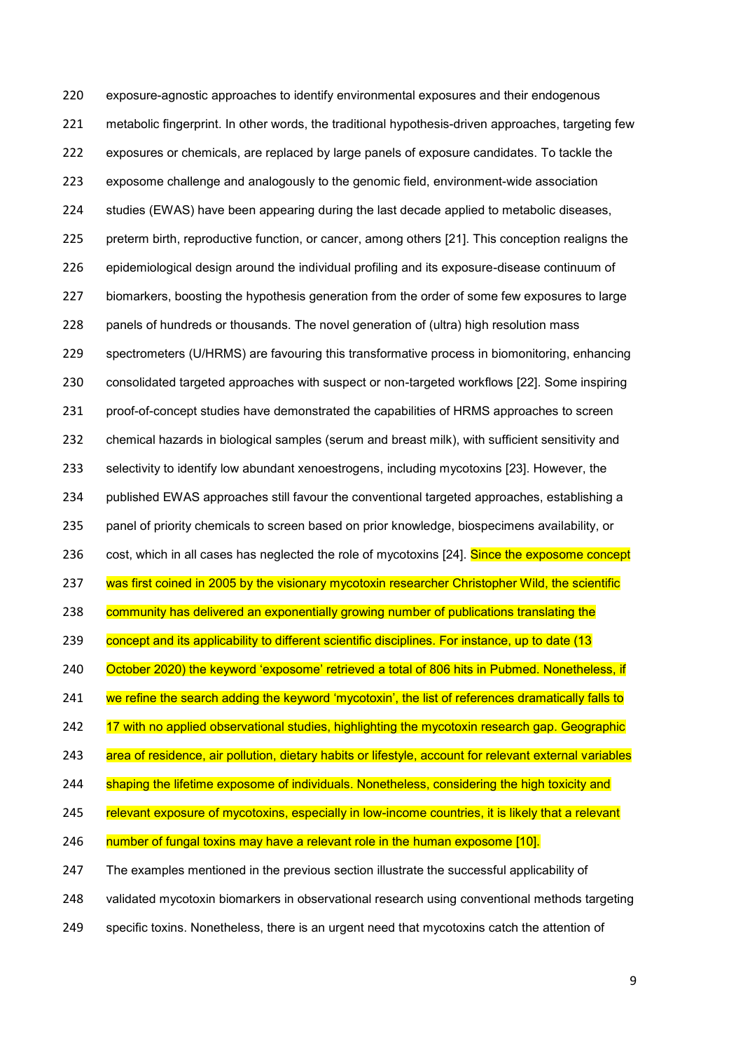exposure-agnostic approaches to identify environmental exposures and their endogenous metabolic fingerprint. In other words, the traditional hypothesis-driven approaches, targeting few exposures or chemicals, are replaced by large panels of exposure candidates. To tackle the exposome challenge and analogously to the genomic field, environment-wide association studies (EWAS) have been appearing during the last decade applied to metabolic diseases, preterm birth, reproductive function, or cancer, among others [21]. This conception realigns the epidemiological design around the individual profiling and its exposure-disease continuum of biomarkers, boosting the hypothesis generation from the order of some few exposures to large panels of hundreds or thousands. The novel generation of (ultra) high resolution mass spectrometers (U/HRMS) are favouring this transformative process in biomonitoring, enhancing consolidated targeted approaches with suspect or non-targeted workflows [22]. Some inspiring proof-of-concept studies have demonstrated the capabilities of HRMS approaches to screen chemical hazards in biological samples (serum and breast milk), with sufficient sensitivity and selectivity to identify low abundant xenoestrogens, including mycotoxins [23]. However, the published EWAS approaches still favour the conventional targeted approaches, establishing a panel of priority chemicals to screen based on prior knowledge, biospecimens availability, or cost, which in all cases has neglected the role of mycotoxins [24]. Since the exposome concept was first coined in 2005 by the visionary mycotoxin researcher Christopher Wild, the scientific community has delivered an exponentially growing number of publications translating the concept and its applicability to different scientific disciplines. For instance, up to date (13 October 2020) the keyword 'exposome' retrieved a total of 806 hits in Pubmed. Nonetheless, if we refine the search adding the keyword 'mycotoxin', the list of references dramatically falls to 17 with no applied observational studies, highlighting the mycotoxin research gap. Geographic area of residence, air pollution, dietary habits or lifestyle, account for relevant external variables shaping the lifetime exposome of individuals. Nonetheless, considering the high toxicity and relevant exposure of mycotoxins, especially in low-income countries, it is likely that a relevant number of fungal toxins may have a relevant role in the human exposome [10].

The examples mentioned in the previous section illustrate the successful applicability of validated mycotoxin biomarkers in observational research using conventional methods targeting specific toxins. Nonetheless, there is an urgent need that mycotoxins catch the attention of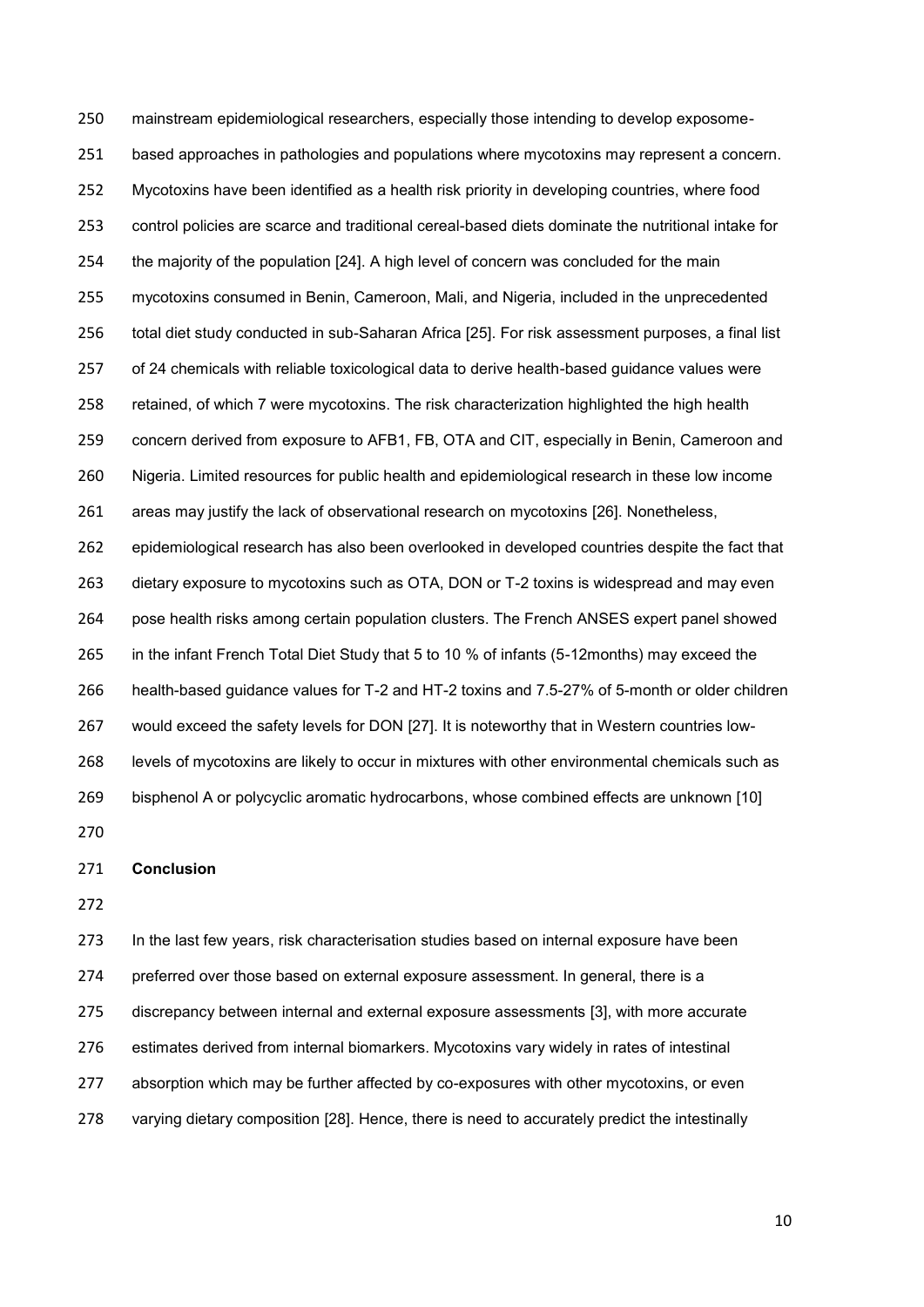mainstream epidemiological researchers, especially those intending to develop exposome-based approaches in pathologies and populations where mycotoxins may represent a concern. Mycotoxins have been identified as a health risk priority in developing countries, where food control policies are scarce and traditional cereal-based diets dominate the nutritional intake for the majority of the population [24]. A high level of concern was concluded for the main mycotoxins consumed in Benin, Cameroon, Mali, and Nigeria, included in the unprecedented total diet study conducted in sub-Saharan Africa [25]. For risk assessment purposes, a final list of 24 chemicals with reliable toxicological data to derive health-based guidance values were retained, of which 7 were mycotoxins. The risk characterization highlighted the high health concern derived from exposure to AFB1, FB, OTA and CIT, especially in Benin, Cameroon and Nigeria. Limited resources for public health and epidemiological research in these low income areas may justify the lack of observational research on mycotoxins [26]. Nonetheless, epidemiological research has also been overlooked in developed countries despite the fact that dietary exposure to mycotoxins such as OTA, DON or T-2 toxins is widespread and may even pose health risks among certain population clusters. The French ANSES expert panel showed in the infant French Total Diet Study that 5 to 10 % of infants (5-12months) may exceed the health-based guidance values for T-2 and HT-2 toxins and 7.5-27% of 5-month or older children would exceed the safety levels for DON [27]. It is noteworthy that in Western countries low-levels of mycotoxins are likely to occur in mixtures with other environmental chemicals such as bisphenol A or polycyclic aromatic hydrocarbons, whose combined effects are unknown [10]

## Conclusion

In the last few years, risk characterisation studies based on internal exposure have been preferred over those based on external exposure assessment. In general, there is a discrepancy between internal and external exposure assessments [3], with more accurate estimates derived from internal biomarkers. Mycotoxins vary widely in rates of intestinal absorption which may be further affected by co-exposures with other mycotoxins, or even varying dietary composition [28]. Hence, there is need to accurately predict the intestinally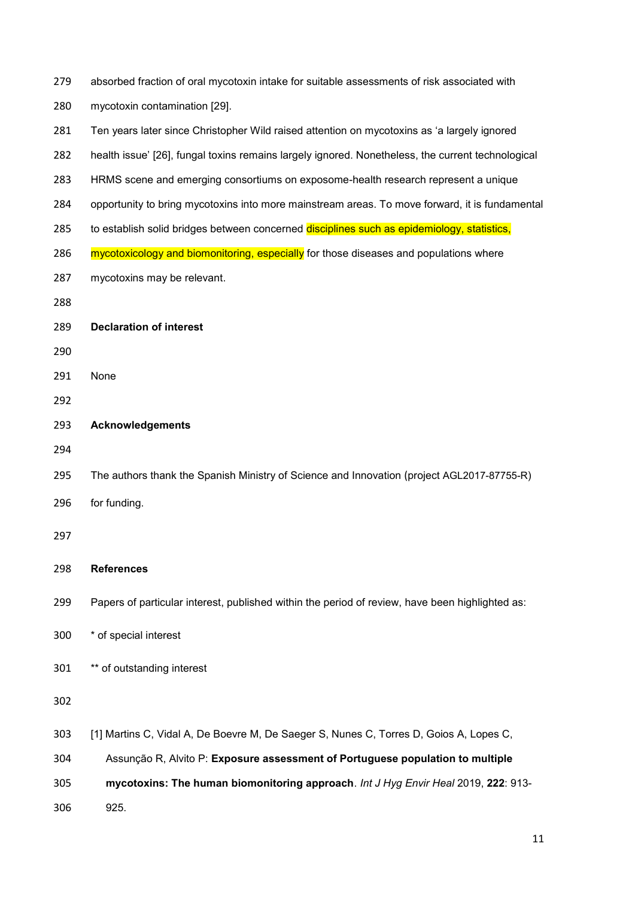absorbed fraction of oral mycotoxin intake for suitable assessments of risk associated with mycotoxin contamination [29].

Ten years later since Christopher Wild raised attention on mycotoxins as 'a largely ignored health issue' [26], fungal toxins remains largely ignored. Nonetheless, the current technological HRMS scene and emerging consortiums on exposome-health research represent a unique opportunity to bring mycotoxins into more mainstream areas. To move forward, it is fundamental to establish solid bridges between concerned disciplines such as epidemiology, statistics, mycotoxicology and biomonitoring, especially for those diseases and populations where mycotoxins may be relevant.

**Declaration of interest**

None

**Acknowledgements**

The authors thank the Spanish Ministry of Science and Innovation (project AGL2017-87755-R) for funding.

**References**

Papers of particular interest, published within the period of review, have been highlighted as:

* of special interest

** of outstanding interest

[1] Martins C, Vidal A, De Boevre M, De Saeger S, Nunes C, Torres D, Goios A, Lopes C, Assunção R, Alvito P: **Exposure assessment of Portuguese population to multiple mycotoxins: The human biomonitoring approach**. *Int J Hyg Envir Heal* 2019, **222**: 913-925.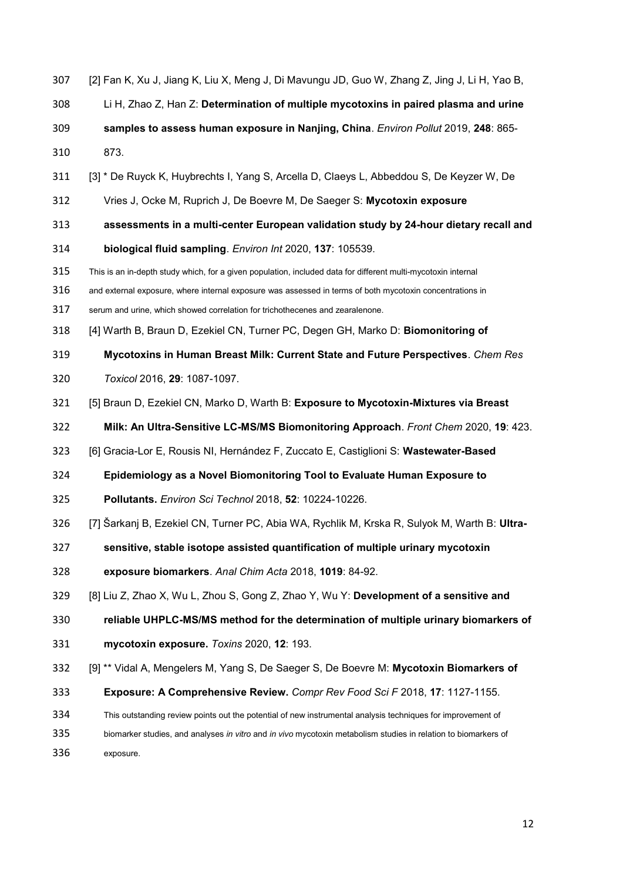[2] Fan K, Xu J, Jiang K, Liu X, Meng J, Di Mavungu JD, Guo W, Zhang Z, Jing J, Li H, Yao B, Li H, Zhao Z, Han Z: **Determination of multiple mycotoxins in paired plasma and urine samples to assess human exposure in Nanjing, China**. *Environ Pollut* 2019, **248**: 865-873.

[3] * De Ruyck K, Huybrechts I, Yang S, Arcella D, Claeys L, Abbeddou S, De Keyzer W, De Vries J, Ocke M, Ruprich J, De Boevre M, De Saeger S: **Mycotoxin exposure assessments in a multi-center European validation study by 24-hour dietary recall and biological fluid sampling**. *Environ Int* 2020, **137**: 105539.

This is an in-depth study which, for a given population, included data for different multi-mycotoxin internal and external exposure, where internal exposure was assessed in terms of both mycotoxin concentrations in serum and urine, which showed correlation for trichothecenes and zearalenone.

[4] Warth B, Braun D, Ezekiel CN, Turner PC, Degen GH, Marko D: **Biomonitoring of Mycotoxins in Human Breast Milk: Current State and Future Perspectives**. *Chem Res Toxicol* 2016, **29**: 1087-1097.

[5] Braun D, Ezekiel CN, Marko D, Warth B: **Exposure to Mycotoxin-Mixtures via Breast Milk: An Ultra-Sensitive LC-MS/MS Biomonitoring Approach**. *Front Chem* 2020, **19**: 423.

[6] Gracia-Lor E, Rousis NI, Hernández F, Zuccato E, Castiglioni S: **Wastewater-Based Epidemiology as a Novel Biomonitoring Tool to Evaluate Human Exposure to Pollutants.** *Environ Sci Technol* 2018, **52**: 10224-10226.

[7] Šarkanj B, Ezekiel CN, Turner PC, Abia WA, Rychlik M, Krska R, Sulyok M, Warth B: **Ultra-sensitive, stable isotope assisted quantification of multiple urinary mycotoxin exposure biomarkers**. *Anal Chim Acta* 2018, **1019**: 84-92.

[8] Liu Z, Zhao X, Wu L, Zhou S, Gong Z, Zhao Y, Wu Y: **Development of a sensitive and reliable UHPLC-MS/MS method for the determination of multiple urinary biomarkers of mycotoxin exposure.** *Toxins* 2020, **12**: 193.

[9] ** Vidal A, Mengelers M, Yang S, De Saeger S, De Boevre M: **Mycotoxin Biomarkers of Exposure: A Comprehensive Review.** *Compr Rev Food Sci F* 2018, **17**: 1127-1155.

This outstanding review points out the potential of new instrumental analysis techniques for improvement of biomarker studies, and analyses *in vitro* and *in vivo* mycotoxin metabolism studies in relation to biomarkers of exposure.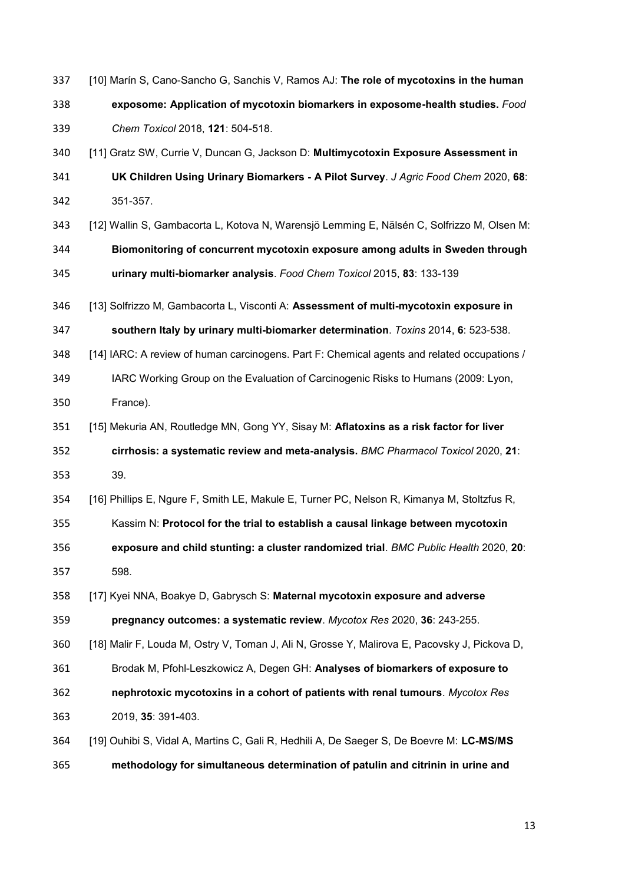[10] Marín S, Cano-Sancho G, Sanchis V, Ramos AJ: **The role of mycotoxins in the human exposome: Application of mycotoxin biomarkers in exposome-health studies.** *Food Chem Toxicol* 2018, **121**: 504-518.

[11] Gratz SW, Currie V, Duncan G, Jackson D: **Multimycotoxin Exposure Assessment in UK Children Using Urinary Biomarkers - A Pilot Survey**. *J Agric Food Chem* 2020, **68**: 351-357.

[12] Wallin S, Gambacorta L, Kotova N, Warensjö Lemming E, Nälsén C, Solfrizzo M, Olsen M: **Biomonitoring of concurrent mycotoxin exposure among adults in Sweden through urinary multi-biomarker analysis**. *Food Chem Toxicol* 2015, **83**: 133-139

[13] Solfrizzo M, Gambacorta L, Visconti A: **Assessment of multi-mycotoxin exposure in southern Italy by urinary multi-biomarker determination**. *Toxins* 2014, **6**: 523-538.

[14] IARC: A review of human carcinogens. Part F: Chemical agents and related occupations / IARC Working Group on the Evaluation of Carcinogenic Risks to Humans (2009: Lyon, France).

[15] Mekuria AN, Routledge MN, Gong YY, Sisay M: **Aflatoxins as a risk factor for liver cirrhosis: a systematic review and meta-analysis.** *BMC Pharmacol Toxicol* 2020, **21**: 39.

[16] Phillips E, Ngure F, Smith LE, Makule E, Turner PC, Nelson R, Kimanya M, Stoltzfus R, Kassim N: **Protocol for the trial to establish a causal linkage between mycotoxin exposure and child stunting: a cluster randomized trial**. *BMC Public Health* 2020, **20**: 598.

[17] Kyei NNA, Boakye D, Gabrysch S: **Maternal mycotoxin exposure and adverse pregnancy outcomes: a systematic review**. *Mycotox Res* 2020, **36**: 243-255.

[18] Malir F, Louda M, Ostry V, Toman J, Ali N, Grosse Y, Malirova E, Pacovsky J, Pickova D, Brodak M, Pfohl-Leszkowicz A, Degen GH: **Analyses of biomarkers of exposure to nephrotoxic mycotoxins in a cohort of patients with renal tumours**. *Mycotox Res* 2019, **35**: 391-403.

[19] Ouhibi S, Vidal A, Martins C, Gali R, Hedhili A, De Saeger S, De Boevre M: **LC-MS/MS methodology for simultaneous determination of patulin and citrinin in urine and**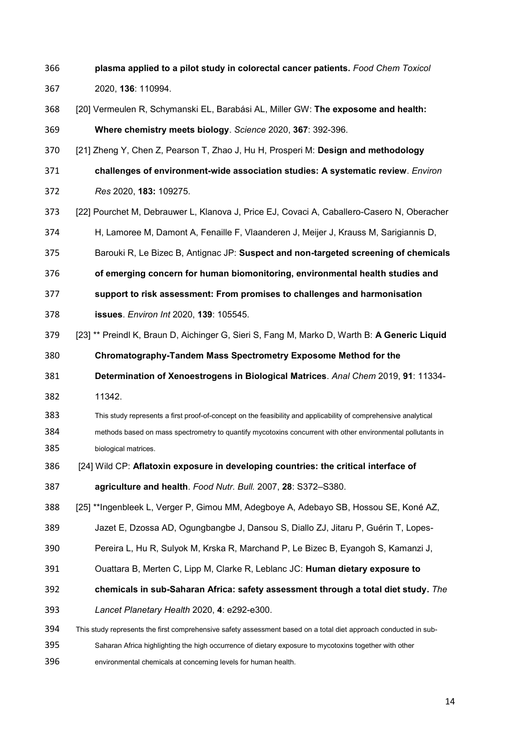**plasma applied to a pilot study in colorectal cancer patients.** *Food Chem Toxicol* 2020, **136**: 110994.

[20] Vermeulen R, Schymanski EL, Barabási AL, Miller GW: **The exposome and health: Where chemistry meets biology**. *Science* 2020, **367**: 392-396.

[21] Zheng Y, Chen Z, Pearson T, Zhao J, Hu H, Prosperi M: **Design and methodology challenges of environment-wide association studies: A systematic review**. *Environ Res* 2020, **183:** 109275.

[22] Pourchet M, Debrauwer L, Klanova J, Price EJ, Covaci A, Caballero-Casero N, Oberacher H, Lamoree M, Damont A, Fenaille F, Vlaanderen J, Meijer J, Krauss M, Sarigiannis D, Barouki R, Le Bizec B, Antignac JP: **Suspect and non-targeted screening of chemicals of emerging concern for human biomonitoring, environmental health studies and support to risk assessment: From promises to challenges and harmonisation issues**. *Environ Int* 2020, **139**: 105545.

[23] ** Preindl K, Braun D, Aichinger G, Sieri S, Fang M, Marko D, Warth B: **A Generic Liquid Chromatography-Tandem Mass Spectrometry Exposome Method for the Determination of Xenoestrogens in Biological Matrices**. *Anal Chem* 2019, **91**: 11334-11342.

This study represents a first proof-of-concept on the feasibility and applicability of comprehensive analytical methods based on mass spectrometry to quantify mycotoxins concurrent with other environmental pollutants in biological matrices.

[24] Wild CP: **Aflatoxin exposure in developing countries: the critical interface of agriculture and health**. *Food Nutr. Bull.* 2007, **28**: S372–S380.

[25] **Ingenbleek L, Verger P, Gimou MM, Adegboye A, Adebayo SB, Hossou SE, Koné AZ, Jazet E, Dzossa AD, Ogungbangbe J, Dansou S, Diallo ZJ, Jitaru P, Guérin T, Lopes-Pereira L, Hu R, Sulyok M, Krska R, Marchand P, Le Bizec B, Eyangoh S, Kamanzi J, Ouattara B, Merten C, Lipp M, Clarke R, Leblanc JC: **Human dietary exposure to chemicals in sub-Saharan Africa: safety assessment through a total diet study.** *The Lancet Planetary Health* 2020, **4**: e292-e300.

This study represents the first comprehensive safety assessment based on a total diet approach conducted in sub-Saharan Africa highlighting the high occurrence of dietary exposure to mycotoxins together with other environmental chemicals at concerning levels for human health.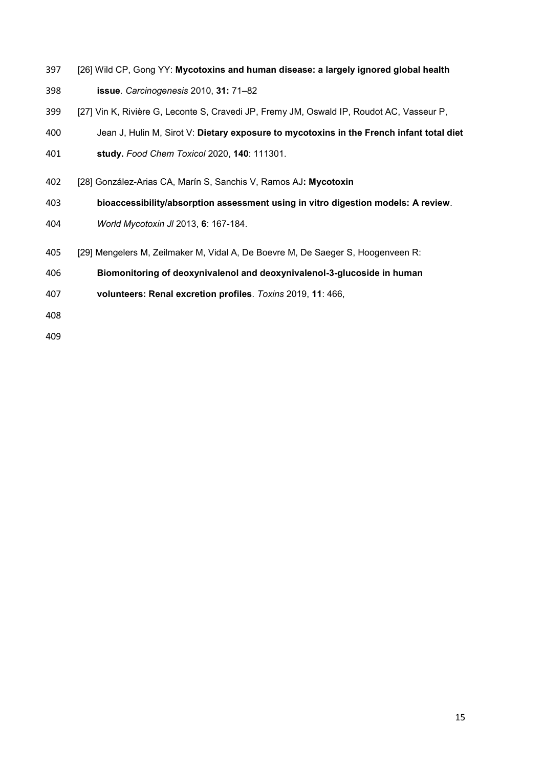[26] Wild CP, Gong YY: **Mycotoxins and human disease: a largely ignored global health issue**. *Carcinogenesis* 2010, **31:** 71–82

[27] Vin K, Rivière G, Leconte S, Cravedi JP, Fremy JM, Oswald IP, Roudot AC, Vasseur P, Jean J, Hulin M, Sirot V: **Dietary exposure to mycotoxins in the French infant total diet study.** *Food Chem Toxicol* 2020, **140**: 111301.

[28] González-Arias CA, Marín S, Sanchis V, Ramos AJ**: Mycotoxin bioaccessibility/absorption assessment using in vitro digestion models: A review**. *World Mycotoxin Jl* 2013, **6**: 167-184.

[29] Mengelers M, Zeilmaker M, Vidal A, De Boevre M, De Saeger S, Hoogenveen R: **Biomonitoring of deoxynivalenol and deoxynivalenol-3-glucoside in human volunteers: Renal excretion profiles**. *Toxins* 2019, **11**: 466,